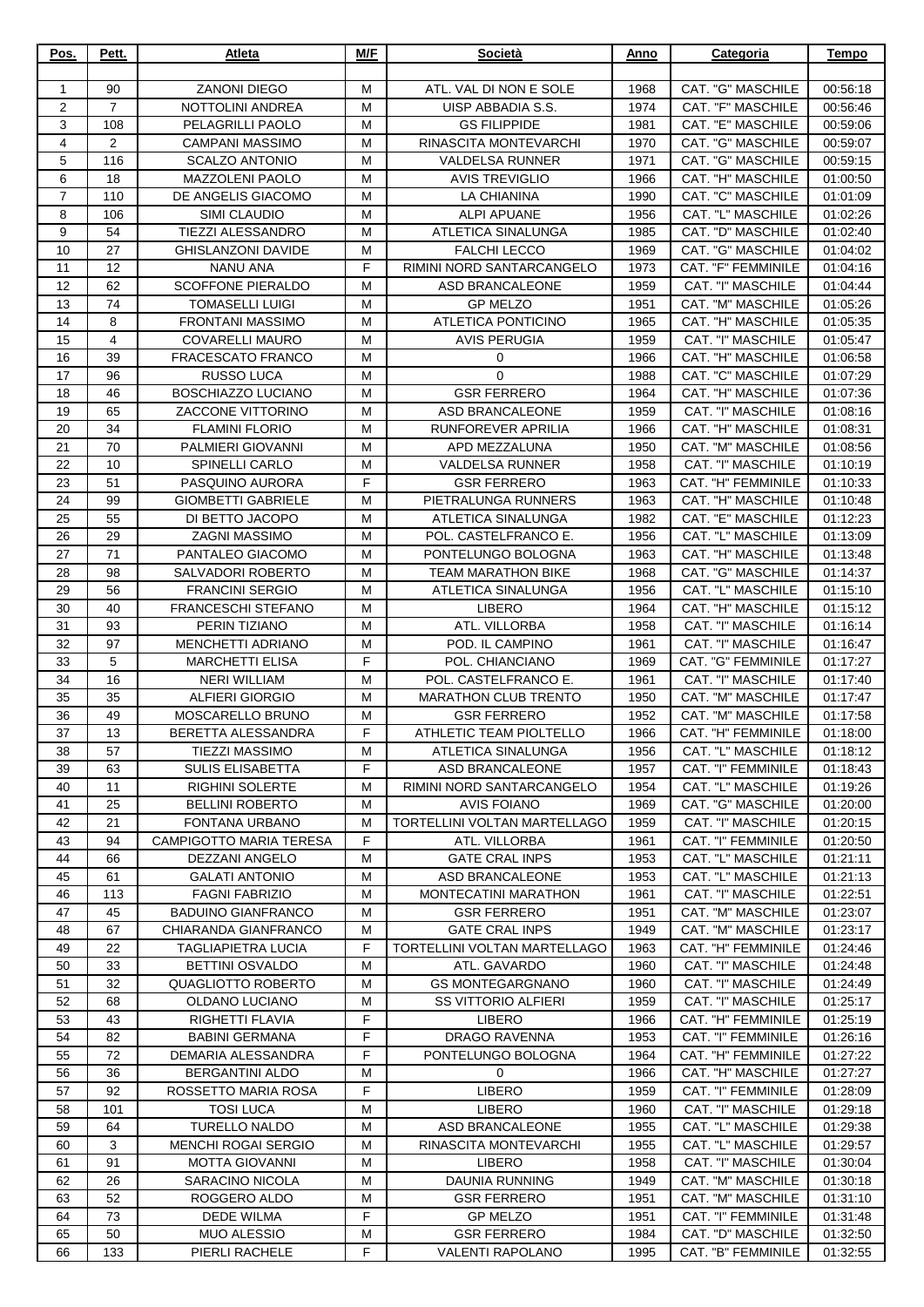| Pos. | Pett. | Atleta | M/F | Società | Anno | Categoria | Tempo |
|---|---|---|---|---|---|---|---|
| | | | | | | | |
| 1 | 90 | ZANONI DIEGO | M | ATL. VAL DI NON E SOLE | 1968 | CAT. "G" MASCHILE | 00:56:18 |
| 2 | 7 | NOTTOLINI ANDREA | M | UISP ABBADIA S.S. | 1974 | CAT. "F" MASCHILE | 00:56:46 |
| 3 | 108 | PELAGRILLI PAOLO | M | GS FILIPPIDE | 1981 | CAT. "E" MASCHILE | 00:59:06 |
| 4 | 2 | CAMPANI MASSIMO | M | RINASCITA MONTEVARCHI | 1970 | CAT. "G" MASCHILE | 00:59:07 |
| 5 | 116 | SCALZO ANTONIO | M | VALDELSA RUNNER | 1971 | CAT. "G" MASCHILE | 00:59:15 |
| 6 | 18 | MAZZOLENI PAOLO | M | AVIS TREVIGLIO | 1966 | CAT. "H" MASCHILE | 01:00:50 |
| 7 | 110 | DE ANGELIS GIACOMO | M | LA CHIANINA | 1990 | CAT. "C" MASCHILE | 01:01:09 |
| 8 | 106 | SIMI CLAUDIO | M | ALPI APUANE | 1956 | CAT. "L" MASCHILE | 01:02:26 |
| 9 | 54 | TIEZZI ALESSANDRO | M | ATLETICA SINALUNGA | 1985 | CAT. "D" MASCHILE | 01:02:40 |
| 10 | 27 | GHISLANZONI DAVIDE | M | FALCHI LECCO | 1969 | CAT. "G" MASCHILE | 01:04:02 |
| 11 | 12 | NANU ANA | F | RIMINI NORD SANTARCANGELO | 1973 | CAT. "F" FEMMINILE | 01:04:16 |
| 12 | 62 | SCOFFONE PIERALDO | M | ASD BRANCALEONE | 1959 | CAT. "I" MASCHILE | 01:04:44 |
| 13 | 74 | TOMASELLI LUIGI | M | GP MELZO | 1951 | CAT. "M" MASCHILE | 01:05:26 |
| 14 | 8 | FRONTANI MASSIMO | M | ATLETICA PONTICINO | 1965 | CAT. "H" MASCHILE | 01:05:35 |
| 15 | 4 | COVARELLI MAURO | M | AVIS PERUGIA | 1959 | CAT. "I" MASCHILE | 01:05:47 |
| 16 | 39 | FRACESCATO FRANCO | M | 0 | 1966 | CAT. "H" MASCHILE | 01:06:58 |
| 17 | 96 | RUSSO LUCA | M | 0 | 1988 | CAT. "C" MASCHILE | 01:07:29 |
| 18 | 46 | BOSCHIAZZO LUCIANO | M | GSR FERRERO | 1964 | CAT. "H" MASCHILE | 01:07:36 |
| 19 | 65 | ZACCONE VITTORINO | M | ASD BRANCALEONE | 1959 | CAT. "I" MASCHILE | 01:08:16 |
| 20 | 34 | FLAMINI FLORIO | M | RUNFOREVER APRILIA | 1966 | CAT. "H" MASCHILE | 01:08:31 |
| 21 | 70 | PALMIERI GIOVANNI | M | APD MEZZALUNA | 1950 | CAT. "M" MASCHILE | 01:08:56 |
| 22 | 10 | SPINELLI CARLO | M | VALDELSA RUNNER | 1958 | CAT. "I" MASCHILE | 01:10:19 |
| 23 | 51 | PASQUINO AURORA | F | GSR FERRERO | 1963 | CAT. "H" FEMMINILE | 01:10:33 |
| 24 | 99 | GIOMBETTI GABRIELE | M | PIETRALUNGA RUNNERS | 1963 | CAT. "H" MASCHILE | 01:10:48 |
| 25 | 55 | DI BETTO JACOPO | M | ATLETICA SINALUNGA | 1982 | CAT. "E" MASCHILE | 01:12:23 |
| 26 | 29 | ZAGNI MASSIMO | M | POL. CASTELFRANCO E. | 1956 | CAT. "L" MASCHILE | 01:13:09 |
| 27 | 71 | PANTALEO GIACOMO | M | PONTELUNGO BOLOGNA | 1963 | CAT. "H" MASCHILE | 01:13:48 |
| 28 | 98 | SALVADORI ROBERTO | M | TEAM MARATHON BIKE | 1968 | CAT. "G" MASCHILE | 01:14:37 |
| 29 | 56 | FRANCINI SERGIO | M | ATLETICA SINALUNGA | 1956 | CAT. "L" MASCHILE | 01:15:10 |
| 30 | 40 | FRANCESCHI STEFANO | M | LIBERO | 1964 | CAT. "H" MASCHILE | 01:15:12 |
| 31 | 93 | PERIN TIZIANO | M | ATL. VILLORBA | 1958 | CAT. "I" MASCHILE | 01:16:14 |
| 32 | 97 | MENCHETTI ADRIANO | M | POD. IL CAMPINO | 1961 | CAT. "I" MASCHILE | 01:16:47 |
| 33 | 5 | MARCHETTI ELISA | F | POL. CHIANCIANO | 1969 | CAT. "G" FEMMINILE | 01:17:27 |
| 34 | 16 | NERI WILLIAM | M | POL. CASTELFRANCO E. | 1961 | CAT. "I" MASCHILE | 01:17:40 |
| 35 | 35 | ALFIERI GIORGIO | M | MARATHON CLUB TRENTO | 1950 | CAT. "M" MASCHILE | 01:17:47 |
| 36 | 49 | MOSCARELLO BRUNO | M | GSR FERRERO | 1952 | CAT. "M" MASCHILE | 01:17:58 |
| 37 | 13 | BERETTA ALESSANDRA | F | ATHLETIC TEAM PIOLTELLO | 1966 | CAT. "H" FEMMINILE | 01:18:00 |
| 38 | 57 | TIEZZI MASSIMO | M | ATLETICA SINALUNGA | 1956 | CAT. "L" MASCHILE | 01:18:12 |
| 39 | 63 | SULIS ELISABETTA | F | ASD BRANCALEONE | 1957 | CAT. "I" FEMMINILE | 01:18:43 |
| 40 | 11 | RIGHINI SOLERTE | M | RIMINI NORD SANTARCANGELO | 1954 | CAT. "L" MASCHILE | 01:19:26 |
| 41 | 25 | BELLINI ROBERTO | M | AVIS FOIANO | 1969 | CAT. "G" MASCHILE | 01:20:00 |
| 42 | 21 | FONTANA URBANO | M | TORTELLINI VOLTAN MARTELLAGO | 1959 | CAT. "I" MASCHILE | 01:20:15 |
| 43 | 94 | CAMPIGOTTO MARIA TERESA | F | ATL. VILLORBA | 1961 | CAT. "I" FEMMINILE | 01:20:50 |
| 44 | 66 | DEZZANI ANGELO | M | GATE CRAL INPS | 1953 | CAT. "L" MASCHILE | 01:21:11 |
| 45 | 61 | GALATI ANTONIO | M | ASD BRANCALEONE | 1953 | CAT. "L" MASCHILE | 01:21:13 |
| 46 | 113 | FAGNI FABRIZIO | M | MONTECATINI MARATHON | 1961 | CAT. "I" MASCHILE | 01:22:51 |
| 47 | 45 | BADUINO GIANFRANCO | M | GSR FERRERO | 1951 | CAT. "M" MASCHILE | 01:23:07 |
| 48 | 67 | CHIARANDA GIANFRANCO | M | GATE CRAL INPS | 1949 | CAT. "M" MASCHILE | 01:23:17 |
| 49 | 22 | TAGLIAPIETRA LUCIA | F | TORTELLINI VOLTAN MARTELLAGO | 1963 | CAT. "H" FEMMINILE | 01:24:46 |
| 50 | 33 | BETTINI OSVALDO | M | ATL. GAVARDO | 1960 | CAT. "I" MASCHILE | 01:24:48 |
| 51 | 32 | QUAGLIOTTO ROBERTO | M | GS MONTEGARGNANO | 1960 | CAT. "I" MASCHILE | 01:24:49 |
| 52 | 68 | OLDANO LUCIANO | M | SS VITTORIO ALFIERI | 1959 | CAT. "I" MASCHILE | 01:25:17 |
| 53 | 43 | RIGHETTI FLAVIA | F | LIBERO | 1966 | CAT. "H" FEMMINILE | 01:25:19 |
| 54 | 82 | BABINI GERMANA | F | DRAGO RAVENNA | 1953 | CAT. "I" FEMMINILE | 01:26:16 |
| 55 | 72 | DEMARIA ALESSANDRA | F | PONTELUNGO BOLOGNA | 1964 | CAT. "H" FEMMINILE | 01:27:22 |
| 56 | 36 | BERGANTINI ALDO | M | 0 | 1966 | CAT. "H" MASCHILE | 01:27:27 |
| 57 | 92 | ROSSETTO MARIA ROSA | F | LIBERO | 1959 | CAT. "I" FEMMINILE | 01:28:09 |
| 58 | 101 | TOSI LUCA | M | LIBERO | 1960 | CAT. "I" MASCHILE | 01:29:18 |
| 59 | 64 | TURELLO NALDO | M | ASD BRANCALEONE | 1955 | CAT. "L" MASCHILE | 01:29:38 |
| 60 | 3 | MENCHI ROGAI SERGIO | M | RINASCITA MONTEVARCHI | 1955 | CAT. "L" MASCHILE | 01:29:57 |
| 61 | 91 | MOTTA GIOVANNI | M | LIBERO | 1958 | CAT. "I" MASCHILE | 01:30:04 |
| 62 | 26 | SARACINO NICOLA | M | DAUNIA RUNNING | 1949 | CAT. "M" MASCHILE | 01:30:18 |
| 63 | 52 | ROGGERO ALDO | M | GSR FERRERO | 1951 | CAT. "M" MASCHILE | 01:31:10 |
| 64 | 73 | DEDE WILMA | F | GP MELZO | 1951 | CAT. "I" FEMMINILE | 01:31:48 |
| 65 | 50 | MUO ALESSIO | M | GSR FERRERO | 1984 | CAT. "D" MASCHILE | 01:32:50 |
| 66 | 133 | PIERLI RACHELE | F | VALENTI RAPOLANO | 1995 | CAT. "B" FEMMINILE | 01:32:55 |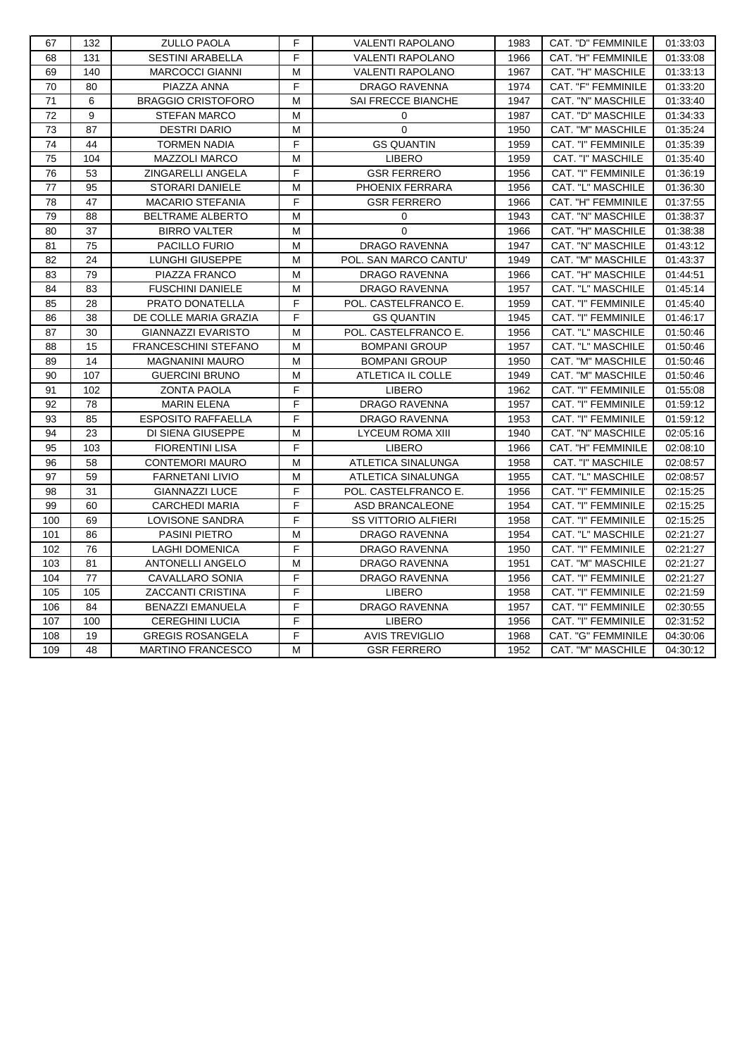| | | | | | | | |
|---|---|---|---|---|---|---|---|
| 67 | 132 | ZULLO PAOLA | F | VALENTI RAPOLANO | 1983 | CAT. "D" FEMMINILE | 01:33:03 |
| 68 | 131 | SESTINI ARABELLA | F | VALENTI RAPOLANO | 1966 | CAT. "H" FEMMINILE | 01:33:08 |
| 69 | 140 | MARCOCCI GIANNI | M | VALENTI RAPOLANO | 1967 | CAT. "H" MASCHILE | 01:33:13 |
| 70 | 80 | PIAZZA ANNA | F | DRAGO RAVENNA | 1974 | CAT. "F" FEMMINILE | 01:33:20 |
| 71 | 6 | BRAGGIO CRISTOFORO | M | SAI FRECCE BIANCHE | 1947 | CAT. "N" MASCHILE | 01:33:40 |
| 72 | 9 | STEFAN MARCO | M | 0 | 1987 | CAT. "D" MASCHILE | 01:34:33 |
| 73 | 87 | DESTRI DARIO | M | 0 | 1950 | CAT. "M" MASCHILE | 01:35:24 |
| 74 | 44 | TORMEN NADIA | F | GS QUANTIN | 1959 | CAT. "I" FEMMINILE | 01:35:39 |
| 75 | 104 | MAZZOLI MARCO | M | LIBERO | 1959 | CAT. "I" MASCHILE | 01:35:40 |
| 76 | 53 | ZINGARELLI ANGELA | F | GSR FERRERO | 1956 | CAT. "I" FEMMINILE | 01:36:19 |
| 77 | 95 | STORARI DANIELE | M | PHOENIX FERRARA | 1956 | CAT. "L" MASCHILE | 01:36:30 |
| 78 | 47 | MACARIO STEFANIA | F | GSR FERRERO | 1966 | CAT. "H" FEMMINILE | 01:37:55 |
| 79 | 88 | BELTRAME ALBERTO | M | 0 | 1943 | CAT. "N" MASCHILE | 01:38:37 |
| 80 | 37 | BIRRO VALTER | M | 0 | 1966 | CAT. "H" MASCHILE | 01:38:38 |
| 81 | 75 | PACILLO FURIO | M | DRAGO RAVENNA | 1947 | CAT. "N" MASCHILE | 01:43:12 |
| 82 | 24 | LUNGHI GIUSEPPE | M | POL. SAN MARCO CANTU' | 1949 | CAT. "M" MASCHILE | 01:43:37 |
| 83 | 79 | PIAZZA FRANCO | M | DRAGO RAVENNA | 1966 | CAT. "H" MASCHILE | 01:44:51 |
| 84 | 83 | FUSCHINI DANIELE | M | DRAGO RAVENNA | 1957 | CAT. "L" MASCHILE | 01:45:14 |
| 85 | 28 | PRATO DONATELLA | F | POL. CASTELFRANCO E. | 1959 | CAT. "I" FEMMINILE | 01:45:40 |
| 86 | 38 | DE COLLE MARIA GRAZIA | F | GS QUANTIN | 1945 | CAT. "I" FEMMINILE | 01:46:17 |
| 87 | 30 | GIANNAZZI EVARISTO | M | POL. CASTELFRANCO E. | 1956 | CAT. "L" MASCHILE | 01:50:46 |
| 88 | 15 | FRANCESCHINI STEFANO | M | BOMPANI GROUP | 1957 | CAT. "L" MASCHILE | 01:50:46 |
| 89 | 14 | MAGNANINI MAURO | M | BOMPANI GROUP | 1950 | CAT. "M" MASCHILE | 01:50:46 |
| 90 | 107 | GUERCINI BRUNO | M | ATLETICA IL COLLE | 1949 | CAT. "M" MASCHILE | 01:50:46 |
| 91 | 102 | ZONTA PAOLA | F | LIBERO | 1962 | CAT. "I" FEMMINILE | 01:55:08 |
| 92 | 78 | MARIN ELENA | F | DRAGO RAVENNA | 1957 | CAT. "I" FEMMINILE | 01:59:12 |
| 93 | 85 | ESPOSITO RAFFAELLA | F | DRAGO RAVENNA | 1953 | CAT. "I" FEMMINILE | 01:59:12 |
| 94 | 23 | DI SIENA GIUSEPPE | M | LYCEUM ROMA XIII | 1940 | CAT. "N" MASCHILE | 02:05:16 |
| 95 | 103 | FIORENTINI LISA | F | LIBERO | 1966 | CAT. "H" FEMMINILE | 02:08:10 |
| 96 | 58 | CONTEMORI MAURO | M | ATLETICA SINALUNGA | 1958 | CAT. "I" MASCHILE | 02:08:57 |
| 97 | 59 | FARNETANI LIVIO | M | ATLETICA SINALUNGA | 1955 | CAT. "L" MASCHILE | 02:08:57 |
| 98 | 31 | GIANNAZZI LUCE | F | POL. CASTELFRANCO E. | 1956 | CAT. "I" FEMMINILE | 02:15:25 |
| 99 | 60 | CARCHEDI MARIA | F | ASD BRANCALEONE | 1954 | CAT. "I" FEMMINILE | 02:15:25 |
| 100 | 69 | LOVISONE SANDRA | F | SS VITTORIO ALFIERI | 1958 | CAT. "I" FEMMINILE | 02:15:25 |
| 101 | 86 | PASINI PIETRO | M | DRAGO RAVENNA | 1954 | CAT. "L" MASCHILE | 02:21:27 |
| 102 | 76 | LAGHI DOMENICA | F | DRAGO RAVENNA | 1950 | CAT. "I" FEMMINILE | 02:21:27 |
| 103 | 81 | ANTONELLI ANGELO | M | DRAGO RAVENNA | 1951 | CAT. "M" MASCHILE | 02:21:27 |
| 104 | 77 | CAVALLARO SONIA | F | DRAGO RAVENNA | 1956 | CAT. "I" FEMMINILE | 02:21:27 |
| 105 | 105 | ZACCANTI CRISTINA | F | LIBERO | 1958 | CAT. "I" FEMMINILE | 02:21:59 |
| 106 | 84 | BENAZZI EMANUELA | F | DRAGO RAVENNA | 1957 | CAT. "I" FEMMINILE | 02:30:55 |
| 107 | 100 | CEREGHINI LUCIA | F | LIBERO | 1956 | CAT. "I" FEMMINILE | 02:31:52 |
| 108 | 19 | GREGIS ROSANGELA | F | AVIS TREVIGLIO | 1968 | CAT. "G" FEMMINILE | 04:30:06 |
| 109 | 48 | MARTINO FRANCESCO | M | GSR FERRERO | 1952 | CAT. "M" MASCHILE | 04:30:12 |